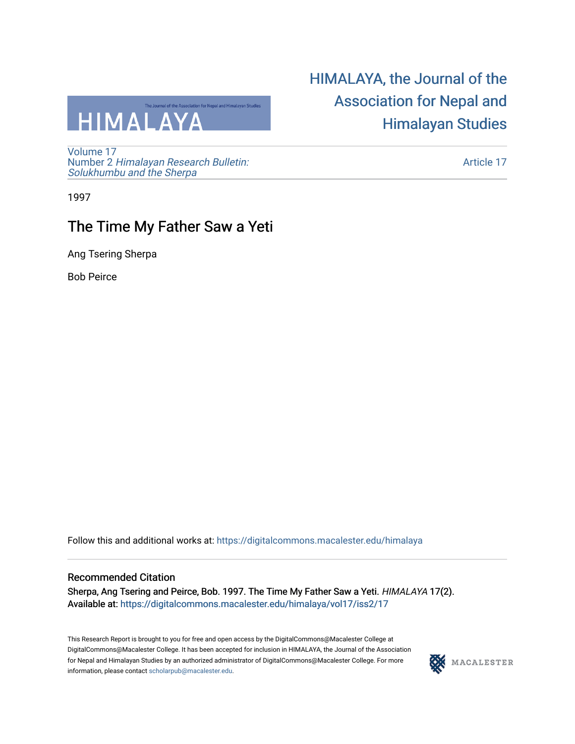# HIMALAYA, the Journal of the Association for Nepal and Himalayan Studies

Volume 17
Number 2 *Himalayan Research Bulletin: Solukhumbu and the Sherpa*

Article 17

1997

## The Time My Father Saw a Yeti

Ang Tsering Sherpa

Bob Peirce

Follow this and additional works at: https://digitalcommons.macalester.edu/himalaya

### Recommended Citation

Sherpa, Ang Tsering and Peirce, Bob. 1997. The Time My Father Saw a Yeti. *HIMALAYA* 17(2).
Available at: https://digitalcommons.macalester.edu/himalaya/vol17/iss2/17

This Research Report is brought to you for free and open access by the DigitalCommons@Macalester College at DigitalCommons@Macalester College. It has been accepted for inclusion in HIMALAYA, the Journal of the Association for Nepal and Himalayan Studies by an authorized administrator of DigitalCommons@Macalester College. For more information, please contact scholarpub@macalester.edu.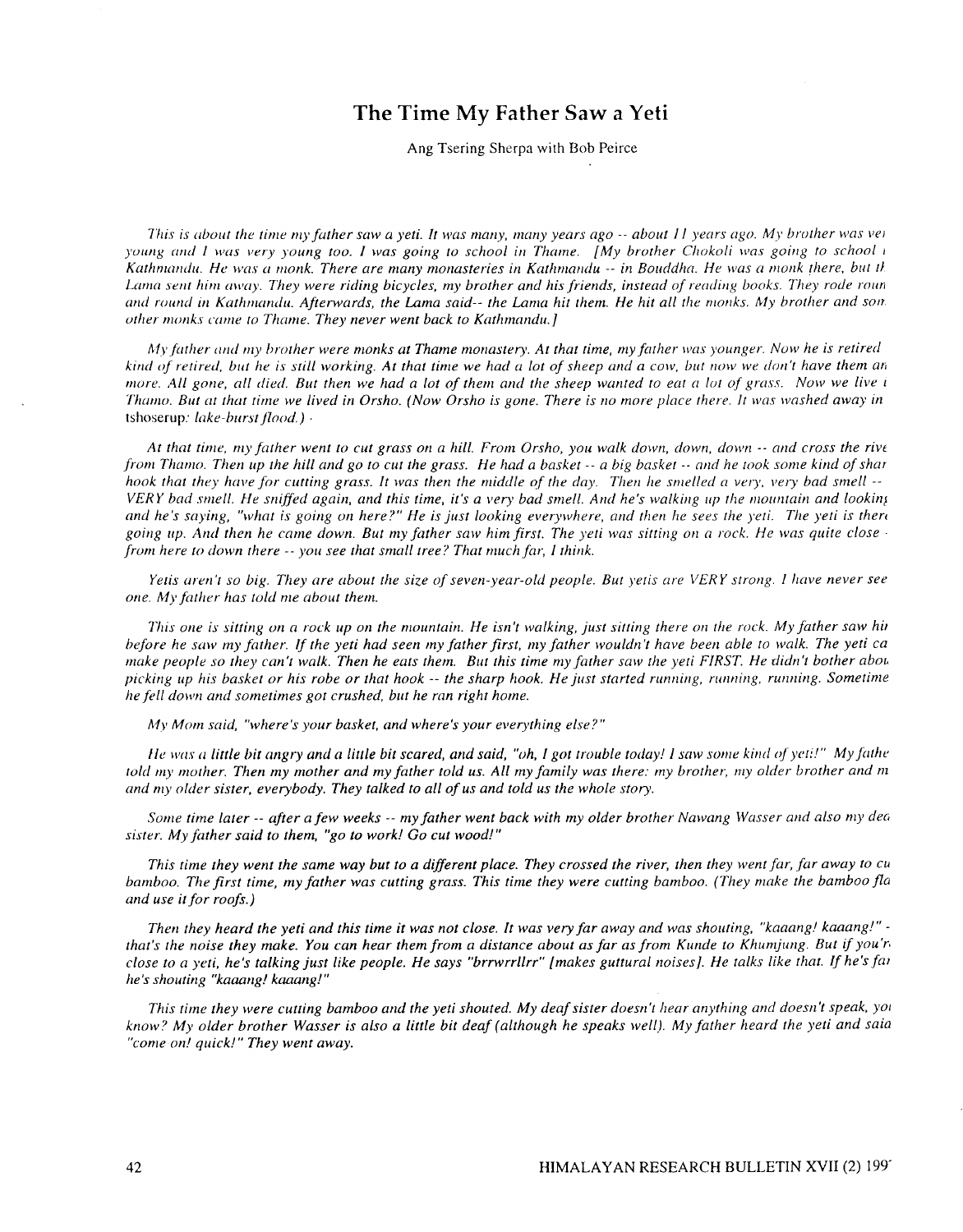# The Time My Father Saw a Yeti

Ang Tsering Sherpa with Bob Peirce

*This is about the time my father saw a yeti. It was many, many years ago -- about 11 years ago. My brother was vei young and I was very young too. I was going to school in Thame. [My brother Chokoli was going to school i Kathmandu. He was a monk. There are many monasteries in Kathmandu -- in Bouddha. He was a monk there, but tl Lama sent him away. They were riding bicycles, my brother and his friends, instead of reading books. They rode roun and round in Kathmandu. Afterwards, the Lama said-- the Lama hit them. He hit all the monks. My brother and son other monks came to Thame. They never went back to Kathmandu.]*

*My father and my brother were monks at Thame monastery. At that time, my father was younger. Now he is retired kind of retired, but he is still working. At that time we had a lot of sheep and a cow, but now we don't have them an more. All gone, all died. But then we had a lot of them and the sheep wanted to eat a lot of grass. Now we live i Thamo. But at that time we lived in Orsho. (Now Orsho is gone. There is no more place there. It was washed away in* tshoserup: *lake-burst flood.)*

*At that time, my father went to cut grass on a hill. From Orsho, you walk down, down, down -- and cross the rive from Thamo. Then up the hill and go to cut the grass. He had a basket -- a big basket -- and he took some kind of shar hook that they have for cutting grass. It was then the middle of the day. Then he smelled a very, very bad smell -- VERY bad smell. He sniffed again, and this time, it's a very bad smell. And he's walking up the mountain and lookin and he's saying, "what is going on here?" He is just looking everywhere, and then he sees the yeti. The yeti is there going up. And then he came down. But my father saw him first. The yeti was sitting on a rock. He was quite close from here to down there -- you see that small tree? That much far, I think.*

*Yetis aren't so big. They are about the size of seven-year-old people. But yetis are VERY strong. I have never see one. My father has told me about them.*

*This one is sitting on a rock up on the mountain. He isn't walking, just sitting there on the rock. My father saw hi before he saw my father. If the yeti had seen my father first, my father wouldn't have been able to walk. The yeti ca make people so they can't walk. Then he eats them. But this time my father saw the yeti FIRST. He didn't bother abou picking up his basket or his robe or that hook -- the sharp hook. He just started running, running, running. Sometime he fell down and sometimes got crushed, but he ran right home.*

*My Mom said, "where's your basket, and where's your everything else?"*

*He was a little bit angry and a little bit scared, and said, "oh, I got trouble today! I saw some kind of yeti!" My fathe told my mother. Then my mother and my father told us. All my family was there: my brother, my older brother and m and my older sister, everybody. They talked to all of us and told us the whole story.*

*Some time later -- after a few weeks -- my father went back with my older brother Nawang Wasser and also my dea sister. My father said to them, "go to work! Go cut wood!"*

*This time they went the same way but to a different place. They crossed the river, then they went far, far away to cu bamboo. The first time, my father was cutting grass. This time they were cutting bamboo. (They make the bamboo fla and use it for roofs.)*

*Then they heard the yeti and this time it was not close. It was very far away and was shouting, "kaaang! kaaang!" - that's the noise they make. You can hear them from a distance about as far as from Kunde to Khumjung. But if you'r close to a yeti, he's talking just like people. He says "brrwrrllrr" [makes guttural noises]. He talks like that. If he's far he's shouting "kaaang! kaaang!"*

*This time they were cutting bamboo and the yeti shouted. My deaf sister doesn't hear anything and doesn't speak, yo know? My older brother Wasser is also a little bit deaf (although he speaks well). My father heard the yeti and saia "come on! quick!" They went away.*